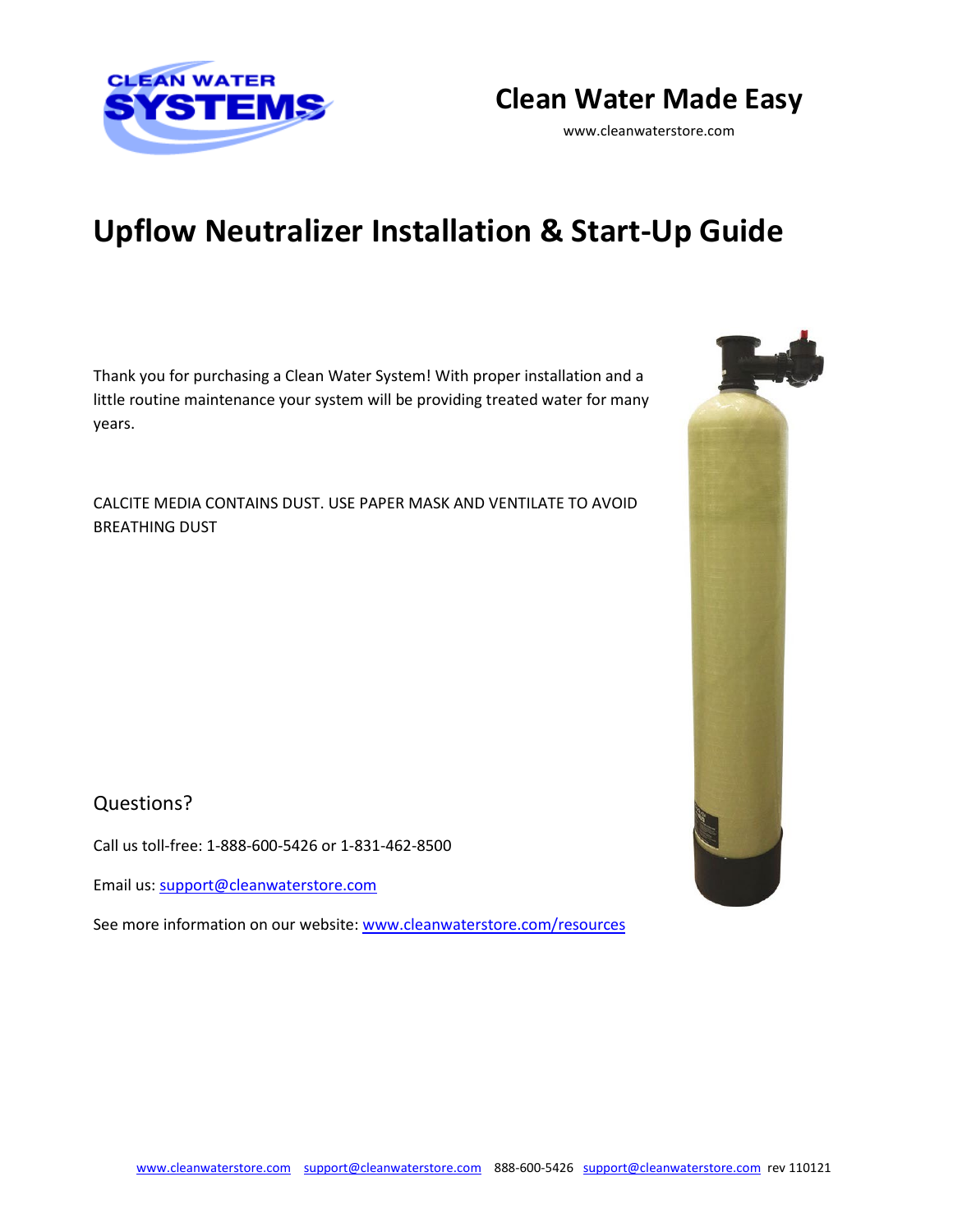Clean Water Made Easy

www.cleanwaterstore.com

# Upflow Neutralizer Installation & Start-Up Guide

Thank you for purchasing a Clean Water System! With proper installation and a little routine maintenance your system will be providing treated water for many years.

CALCITE MEDIA CONTAINS DUST. USE PAPER MASK AND VENTILATE TO AVOID BREATHING DUST

## Questions?

Call us toll-free: 1-888-600-5426 or 1-831-462-8500

Email us: support@cleanwaterstore.com

See more information on our website: www.cleanwaterstore.com/resources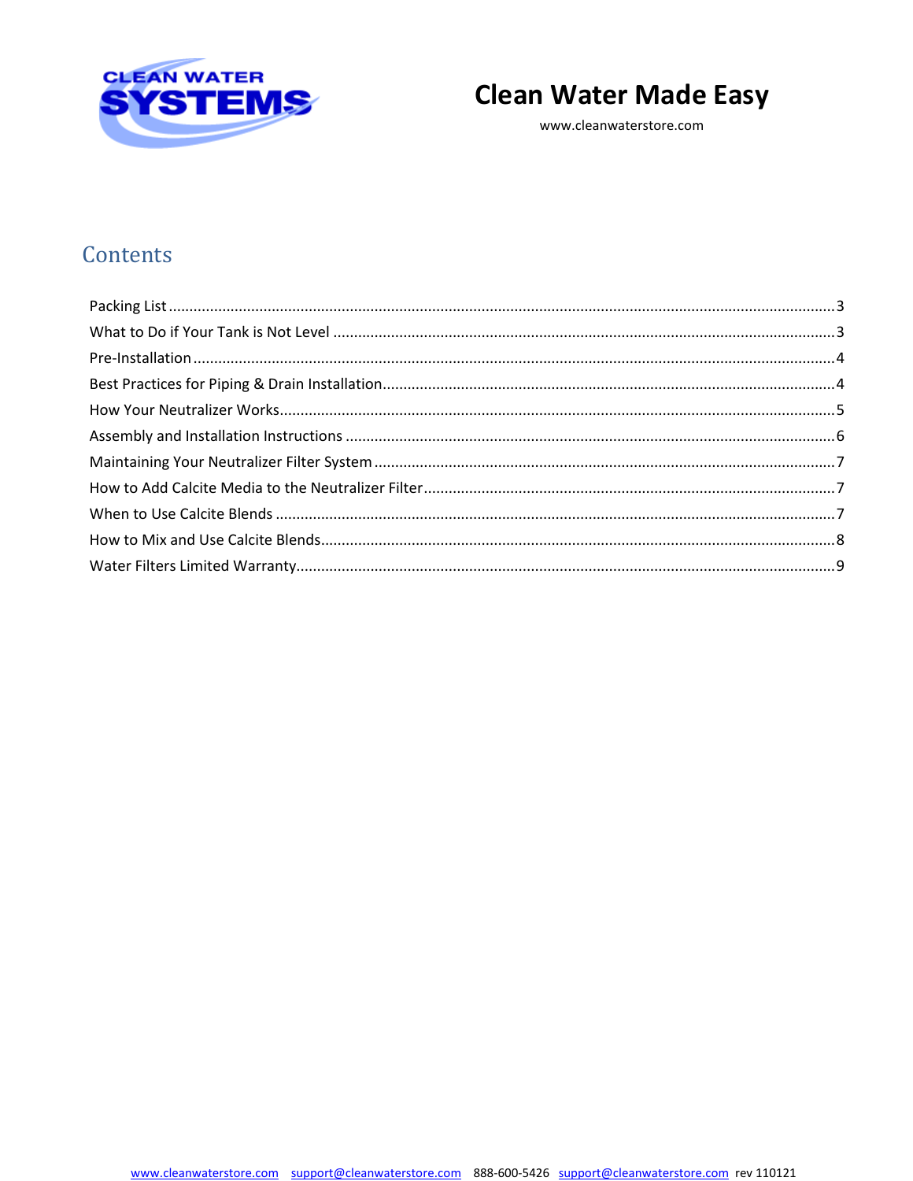# Clean Water Made Easy

www.cleanwaterstore.com

## Contents

Packing List ........................................................................ 3
What to Do if Your Tank is Not Level ........................................................................ 3
Pre-Installation ........................................................................ 4
Best Practices for Piping & Drain Installation ........................................................................ 4
How Your Neutralizer Works ........................................................................ 5
Assembly and Installation Instructions ........................................................................ 6
Maintaining Your Neutralizer Filter System ........................................................................ 7
How to Add Calcite Media to the Neutralizer Filter ........................................................................ 7
When to Use Calcite Blends ........................................................................ 7
How to Mix and Use Calcite Blends ........................................................................ 8
Water Filters Limited Warranty ........................................................................ 9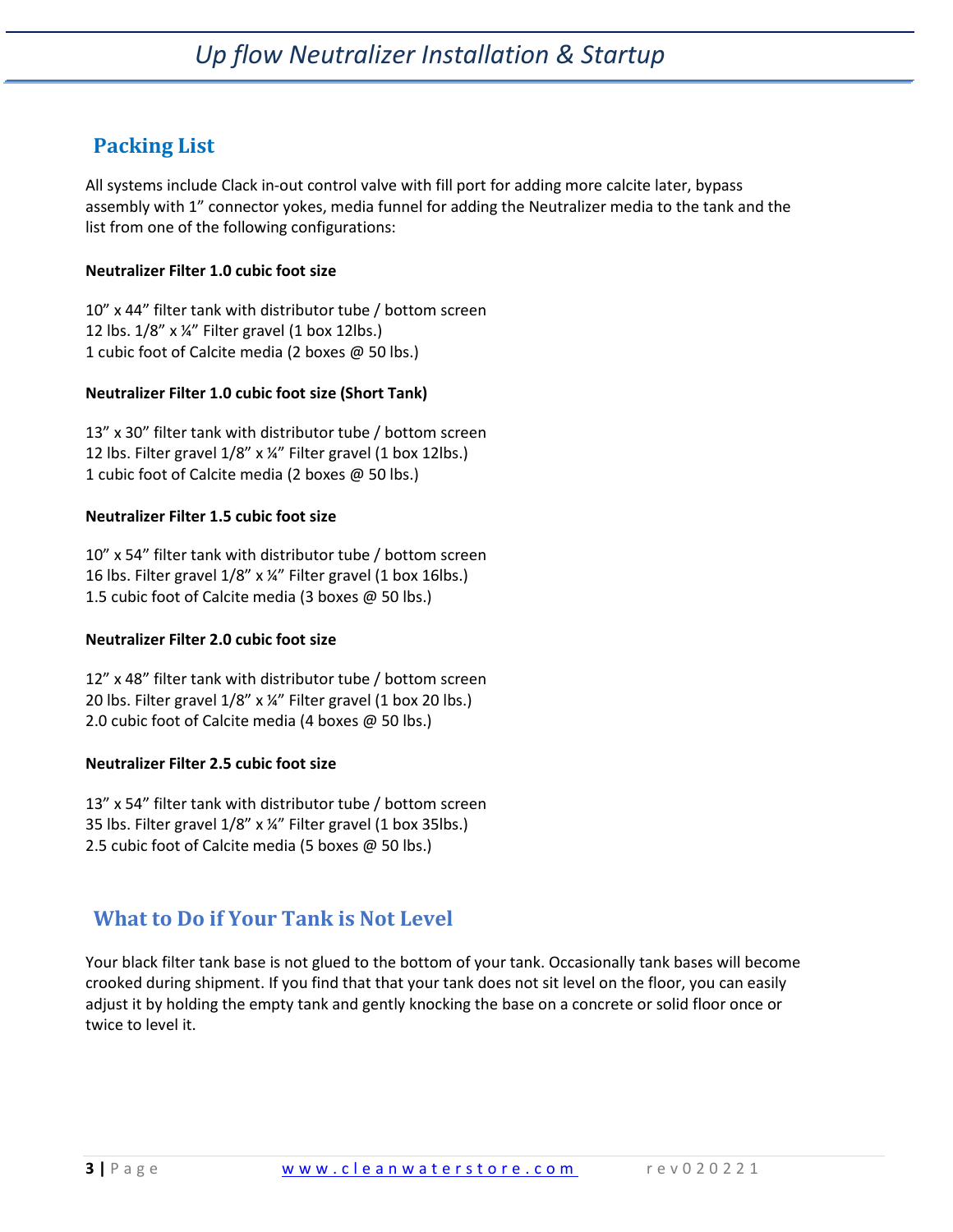## Packing List

All systems include Clack in-out control valve with fill port for adding more calcite later, bypass assembly with 1" connector yokes, media funnel for adding the Neutralizer media to the tank and the list from one of the following configurations:

**Neutralizer Filter 1.0 cubic foot size**

10" x 44" filter tank with distributor tube / bottom screen
12 lbs. 1/8" x ¼" Filter gravel (1 box 12lbs.)
1 cubic foot of Calcite media (2 boxes @ 50 lbs.)

**Neutralizer Filter 1.0 cubic foot size (Short Tank)**

13" x 30" filter tank with distributor tube / bottom screen
12 lbs. Filter gravel 1/8" x ¼" Filter gravel (1 box 12lbs.)
1 cubic foot of Calcite media (2 boxes @ 50 lbs.)

**Neutralizer Filter 1.5 cubic foot size**

10" x 54" filter tank with distributor tube / bottom screen
16 lbs. Filter gravel 1/8" x ¼" Filter gravel (1 box 16lbs.)
1.5 cubic foot of Calcite media (3 boxes @ 50 lbs.)

**Neutralizer Filter 2.0 cubic foot size**

12" x 48" filter tank with distributor tube / bottom screen
20 lbs. Filter gravel 1/8" x ¼" Filter gravel (1 box 20 lbs.)
2.0 cubic foot of Calcite media (4 boxes @ 50 lbs.)

**Neutralizer Filter 2.5 cubic foot size**

13" x 54" filter tank with distributor tube / bottom screen
35 lbs. Filter gravel 1/8" x ¼" Filter gravel (1 box 35lbs.)
2.5 cubic foot of Calcite media (5 boxes @ 50 lbs.)

## What to Do if Your Tank is Not Level

Your black filter tank base is not glued to the bottom of your tank. Occasionally tank bases will become crooked during shipment. If you find that that your tank does not sit level on the floor, you can easily adjust it by holding the empty tank and gently knocking the base on a concrete or solid floor once or twice to level it.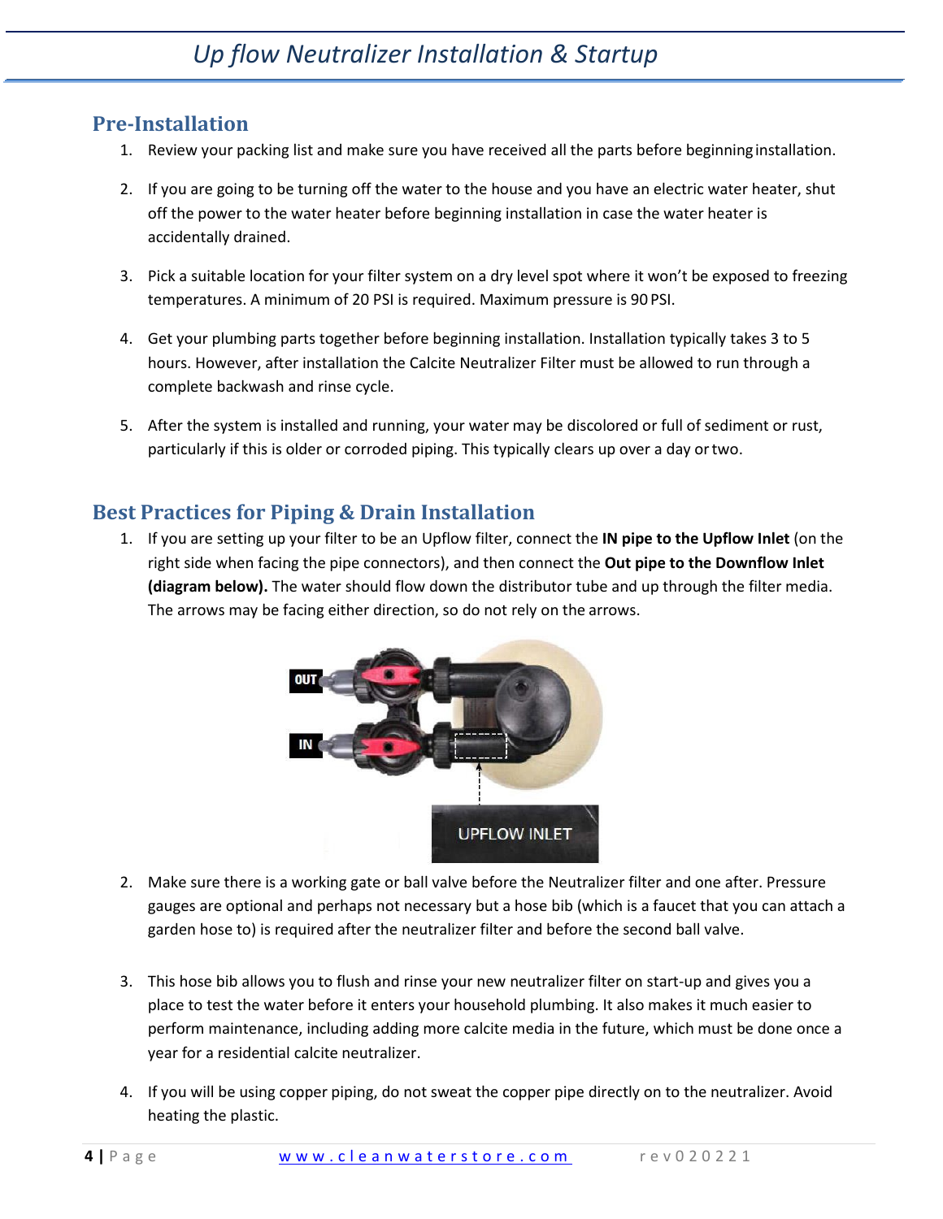## Pre-Installation

1. Review your packing list and make sure you have received all the parts before beginning installation.

2. If you are going to be turning off the water to the house and you have an electric water heater, shut off the power to the water heater before beginning installation in case the water heater is accidentally drained.

3. Pick a suitable location for your filter system on a dry level spot where it won't be exposed to freezing temperatures. A minimum of 20 PSI is required. Maximum pressure is 90 PSI.

4. Get your plumbing parts together before beginning installation. Installation typically takes 3 to 5 hours. However, after installation the Calcite Neutralizer Filter must be allowed to run through a complete backwash and rinse cycle.

5. After the system is installed and running, your water may be discolored or full of sediment or rust, particularly if this is older or corroded piping. This typically clears up over a day or two.

## Best Practices for Piping & Drain Installation

1. If you are setting up your filter to be an Upflow filter, connect the **IN pipe to the Upflow Inlet** (on the right side when facing the pipe connectors), and then connect the **Out pipe to the Downflow Inlet (diagram below).** The water should flow down the distributor tube and up through the filter media. The arrows may be facing either direction, so do not rely on the arrows.

2. Make sure there is a working gate or ball valve before the Neutralizer filter and one after. Pressure gauges are optional and perhaps not necessary but a hose bib (which is a faucet that you can attach a garden hose to) is required after the neutralizer filter and before the second ball valve.

3. This hose bib allows you to flush and rinse your new neutralizer filter on start-up and gives you a place to test the water before it enters your household plumbing. It also makes it much easier to perform maintenance, including adding more calcite media in the future, which must be done once a year for a residential calcite neutralizer.

4. If you will be using copper piping, do not sweat the copper pipe directly on to the neutralizer. Avoid heating the plastic.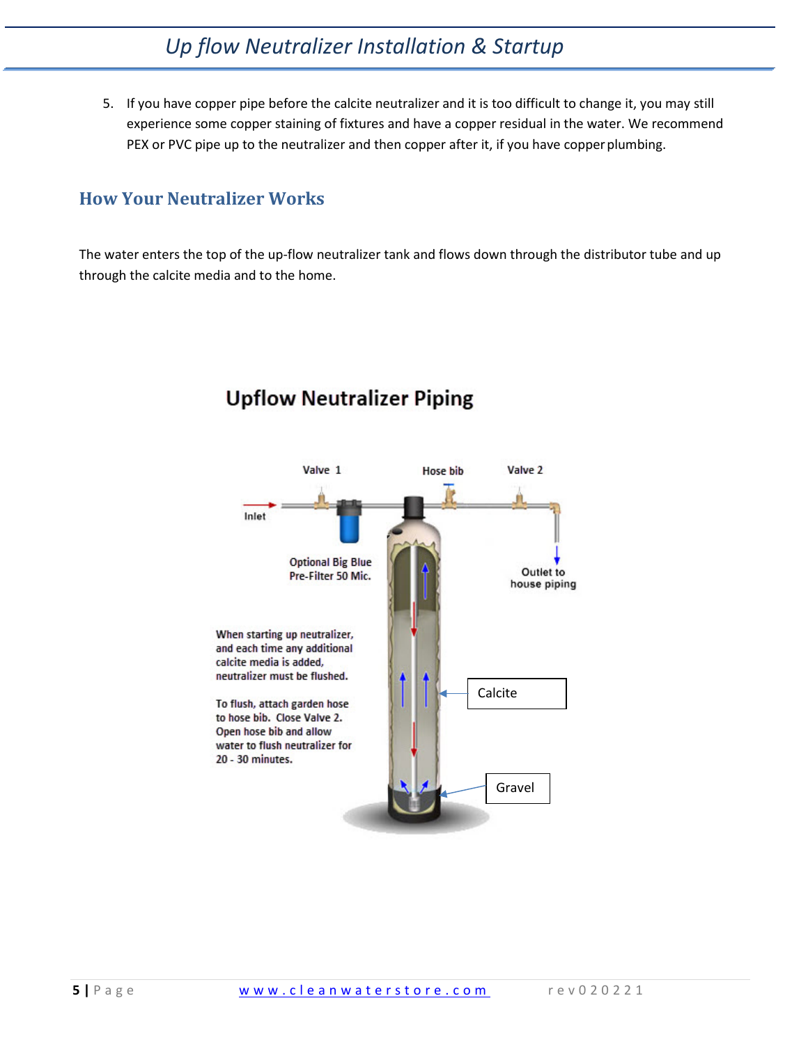5. If you have copper pipe before the calcite neutralizer and it is too difficult to change it, you may still experience some copper staining of fixtures and have a copper residual in the water. We recommend PEX or PVC pipe up to the neutralizer and then copper after it, if you have copper plumbing.

## How Your Neutralizer Works

The water enters the top of the up-flow neutralizer tank and flows down through the distributor tube and up through the calcite media and to the home.

**Upflow Neutralizer Piping**

Valve 1

Hose bib

Valve 2

Inlet

Optional Big Blue Pre-Filter 50 Mic.

Outlet to house piping

When starting up neutralizer, and each time any additional calcite media is added, neutralizer must be flushed.

To flush, attach garden hose to hose bib. Close Valve 2. Open hose bib and allow water to flush neutralizer for 20 - 30 minutes.

Calcite

Gravel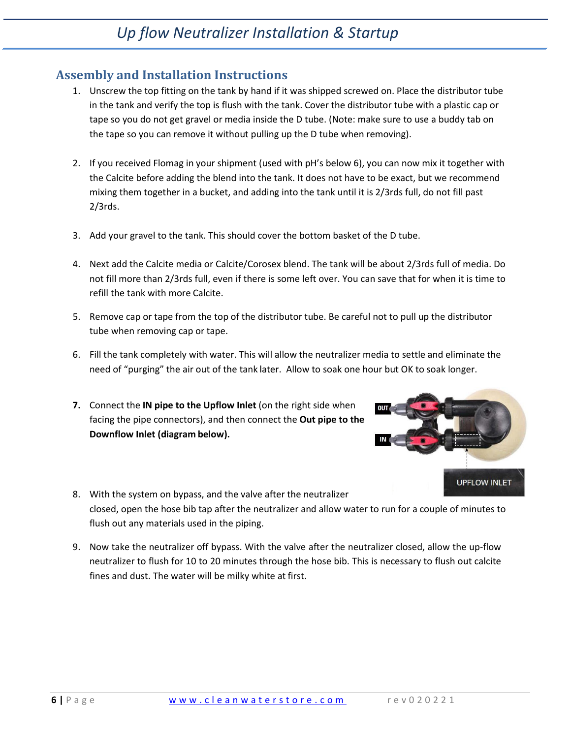## Assembly and Installation Instructions

1. Unscrew the top fitting on the tank by hand if it was shipped screwed on. Place the distributor tube in the tank and verify the top is flush with the tank. Cover the distributor tube with a plastic cap or tape so you do not get gravel or media inside the D tube. (Note: make sure to use a buddy tab on the tape so you can remove it without pulling up the D tube when removing).

2. If you received Flomag in your shipment (used with pH's below 6), you can now mix it together with the Calcite before adding the blend into the tank. It does not have to be exact, but we recommend mixing them together in a bucket, and adding into the tank until it is 2/3rds full, do not fill past 2/3rds.

3. Add your gravel to the tank. This should cover the bottom basket of the D tube.

4. Next add the Calcite media or Calcite/Corosex blend. The tank will be about 2/3rds full of media. Do not fill more than 2/3rds full, even if there is some left over. You can save that for when it is time to refill the tank with more Calcite.

5. Remove cap or tape from the top of the distributor tube. Be careful not to pull up the distributor tube when removing cap or tape.

6. Fill the tank completely with water. This will allow the neutralizer media to settle and eliminate the need of "purging" the air out of the tank later. Allow to soak one hour but OK to soak longer.

7. Connect the **IN pipe to the Upflow Inlet** (on the right side when facing the pipe connectors), and then connect the **Out pipe to the Downflow Inlet (diagram below).**

8. With the system on bypass, and the valve after the neutralizer closed, open the hose bib tap after the neutralizer and allow water to run for a couple of minutes to flush out any materials used in the piping.

9. Now take the neutralizer off bypass. With the valve after the neutralizer closed, allow the up-flow neutralizer to flush for 10 to 20 minutes through the hose bib. This is necessary to flush out calcite fines and dust. The water will be milky white at first.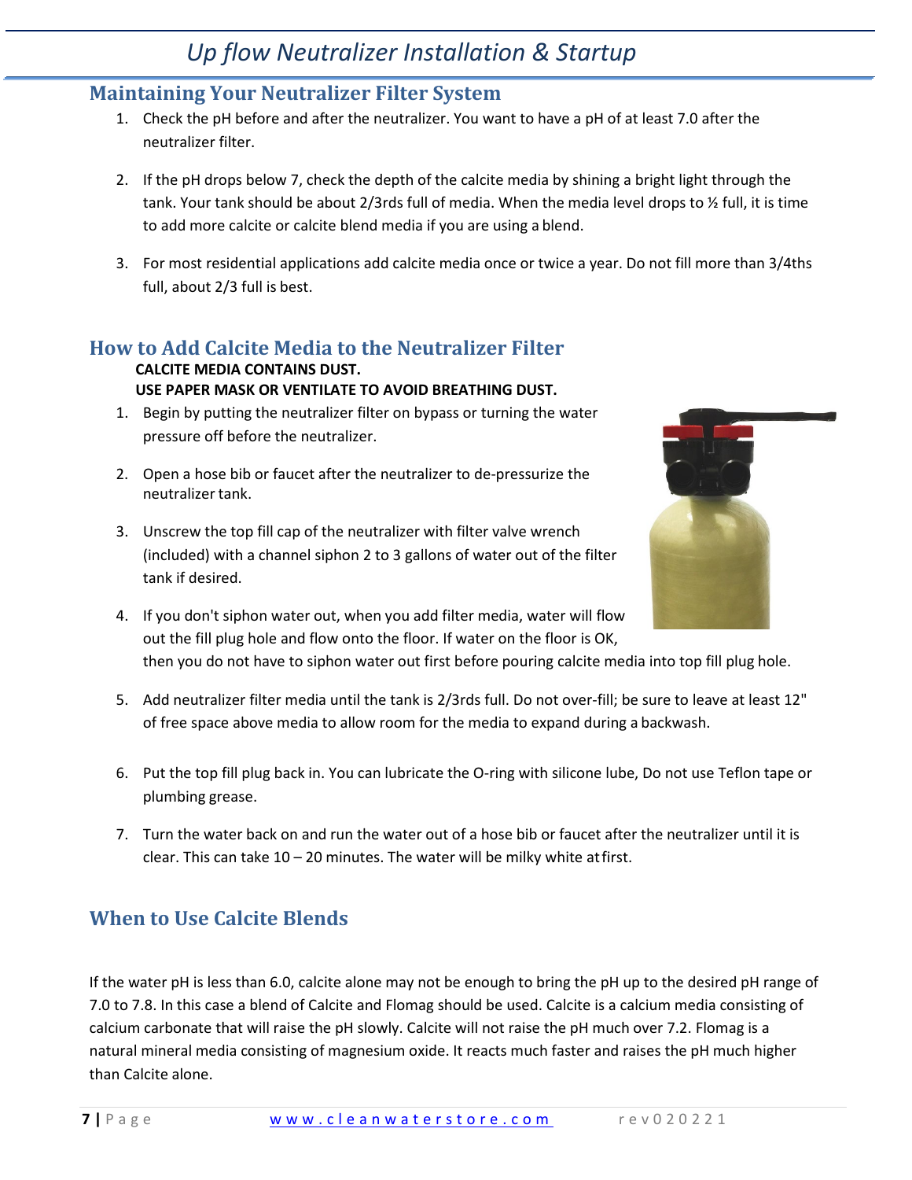## Maintaining Your Neutralizer Filter System

1. Check the pH before and after the neutralizer. You want to have a pH of at least 7.0 after the neutralizer filter.

2. If the pH drops below 7, check the depth of the calcite media by shining a bright light through the tank. Your tank should be about 2/3rds full of media. When the media level drops to ½ full, it is time to add more calcite or calcite blend media if you are using a blend.

3. For most residential applications add calcite media once or twice a year. Do not fill more than 3/4ths full, about 2/3 full is best.

## How to Add Calcite Media to the Neutralizer Filter

**CALCITE MEDIA CONTAINS DUST.**
**USE PAPER MASK OR VENTILATE TO AVOID BREATHING DUST.**

1. Begin by putting the neutralizer filter on bypass or turning the water pressure off before the neutralizer.

2. Open a hose bib or faucet after the neutralizer to de-pressurize the neutralizer tank.

3. Unscrew the top fill cap of the neutralizer with filter valve wrench (included) with a channel siphon 2 to 3 gallons of water out of the filter tank if desired.

4. If you don't siphon water out, when you add filter media, water will flow out the fill plug hole and flow onto the floor. If water on the floor is OK, then you do not have to siphon water out first before pouring calcite media into top fill plug hole.

5. Add neutralizer filter media until the tank is 2/3rds full. Do not over-fill; be sure to leave at least 12" of free space above media to allow room for the media to expand during a backwash.

6. Put the top fill plug back in. You can lubricate the O-ring with silicone lube, Do not use Teflon tape or plumbing grease.

7. Turn the water back on and run the water out of a hose bib or faucet after the neutralizer until it is clear. This can take 10 – 20 minutes. The water will be milky white at first.

## When to Use Calcite Blends

If the water pH is less than 6.0, calcite alone may not be enough to bring the pH up to the desired pH range of 7.0 to 7.8. In this case a blend of Calcite and Flomag should be used. Calcite is a calcium media consisting of calcium carbonate that will raise the pH slowly. Calcite will not raise the pH much over 7.2. Flomag is a natural mineral media consisting of magnesium oxide. It reacts much faster and raises the pH much higher than Calcite alone.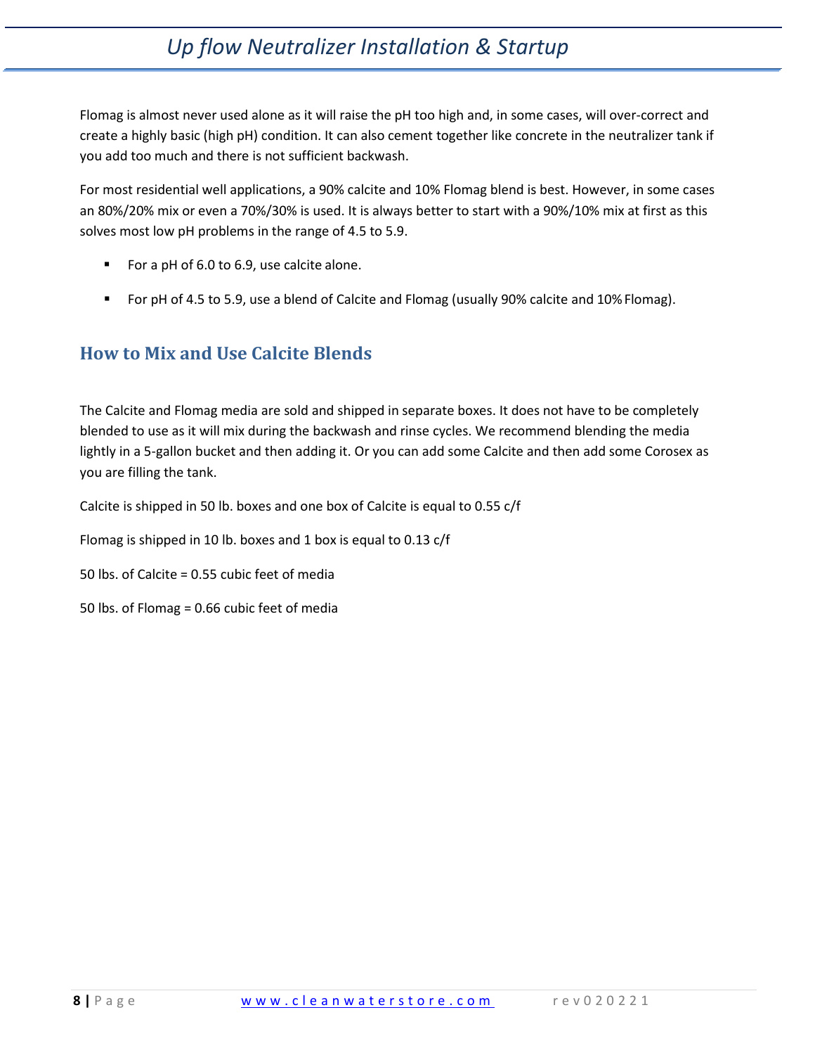Flomag is almost never used alone as it will raise the pH too high and, in some cases, will over-correct and create a highly basic (high pH) condition. It can also cement together like concrete in the neutralizer tank if you add too much and there is not sufficient backwash.

For most residential well applications, a 90% calcite and 10% Flomag blend is best. However, in some cases an 80%/20% mix or even a 70%/30% is used. It is always better to start with a 90%/10% mix at first as this solves most low pH problems in the range of 4.5 to 5.9.

- For a pH of 6.0 to 6.9, use calcite alone.
- For pH of 4.5 to 5.9, use a blend of Calcite and Flomag (usually 90% calcite and 10% Flomag).

## How to Mix and Use Calcite Blends

The Calcite and Flomag media are sold and shipped in separate boxes. It does not have to be completely blended to use as it will mix during the backwash and rinse cycles. We recommend blending the media lightly in a 5-gallon bucket and then adding it. Or you can add some Calcite and then add some Corosex as you are filling the tank.

Calcite is shipped in 50 lb. boxes and one box of Calcite is equal to 0.55 c/f

Flomag is shipped in 10 lb. boxes and 1 box is equal to 0.13 c/f

50 lbs. of Calcite = 0.55 cubic feet of media

50 lbs. of Flomag = 0.66 cubic feet of media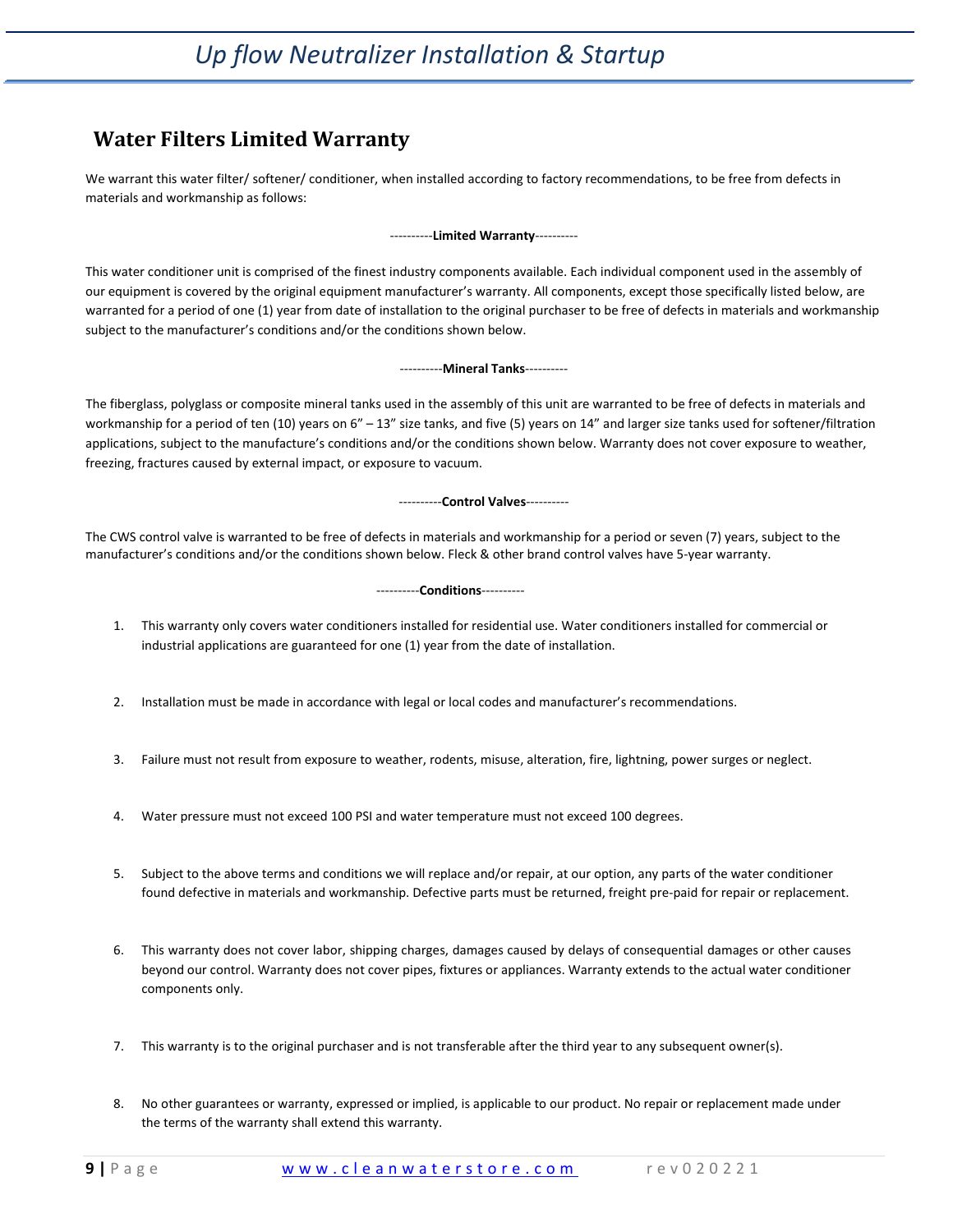## Water Filters Limited Warranty

We warrant this water filter/ softener/ conditioner, when installed according to factory recommendations, to be free from defects in materials and workmanship as follows:

----------**Limited Warranty**----------

This water conditioner unit is comprised of the finest industry components available. Each individual component used in the assembly of our equipment is covered by the original equipment manufacturer's warranty. All components, except those specifically listed below, are warranted for a period of one (1) year from date of installation to the original purchaser to be free of defects in materials and workmanship subject to the manufacturer's conditions and/or the conditions shown below.

----------**Mineral Tanks**----------

The fiberglass, polyglass or composite mineral tanks used in the assembly of this unit are warranted to be free of defects in materials and workmanship for a period of ten (10) years on 6" – 13" size tanks, and five (5) years on 14" and larger size tanks used for softener/filtration applications, subject to the manufacture's conditions and/or the conditions shown below. Warranty does not cover exposure to weather, freezing, fractures caused by external impact, or exposure to vacuum.

----------**Control Valves**----------

The CWS control valve is warranted to be free of defects in materials and workmanship for a period or seven (7) years, subject to the manufacturer's conditions and/or the conditions shown below. Fleck & other brand control valves have 5-year warranty.

----------**Conditions**----------

1. This warranty only covers water conditioners installed for residential use. Water conditioners installed for commercial or industrial applications are guaranteed for one (1) year from the date of installation.
2. Installation must be made in accordance with legal or local codes and manufacturer's recommendations.
3. Failure must not result from exposure to weather, rodents, misuse, alteration, fire, lightning, power surges or neglect.
4. Water pressure must not exceed 100 PSI and water temperature must not exceed 100 degrees.
5. Subject to the above terms and conditions we will replace and/or repair, at our option, any parts of the water conditioner found defective in materials and workmanship. Defective parts must be returned, freight pre-paid for repair or replacement.
6. This warranty does not cover labor, shipping charges, damages caused by delays of consequential damages or other causes beyond our control. Warranty does not cover pipes, fixtures or appliances. Warranty extends to the actual water conditioner components only.
7. This warranty is to the original purchaser and is not transferable after the third year to any subsequent owner(s).
8. No other guarantees or warranty, expressed or implied, is applicable to our product. No repair or replacement made under the terms of the warranty shall extend this warranty.